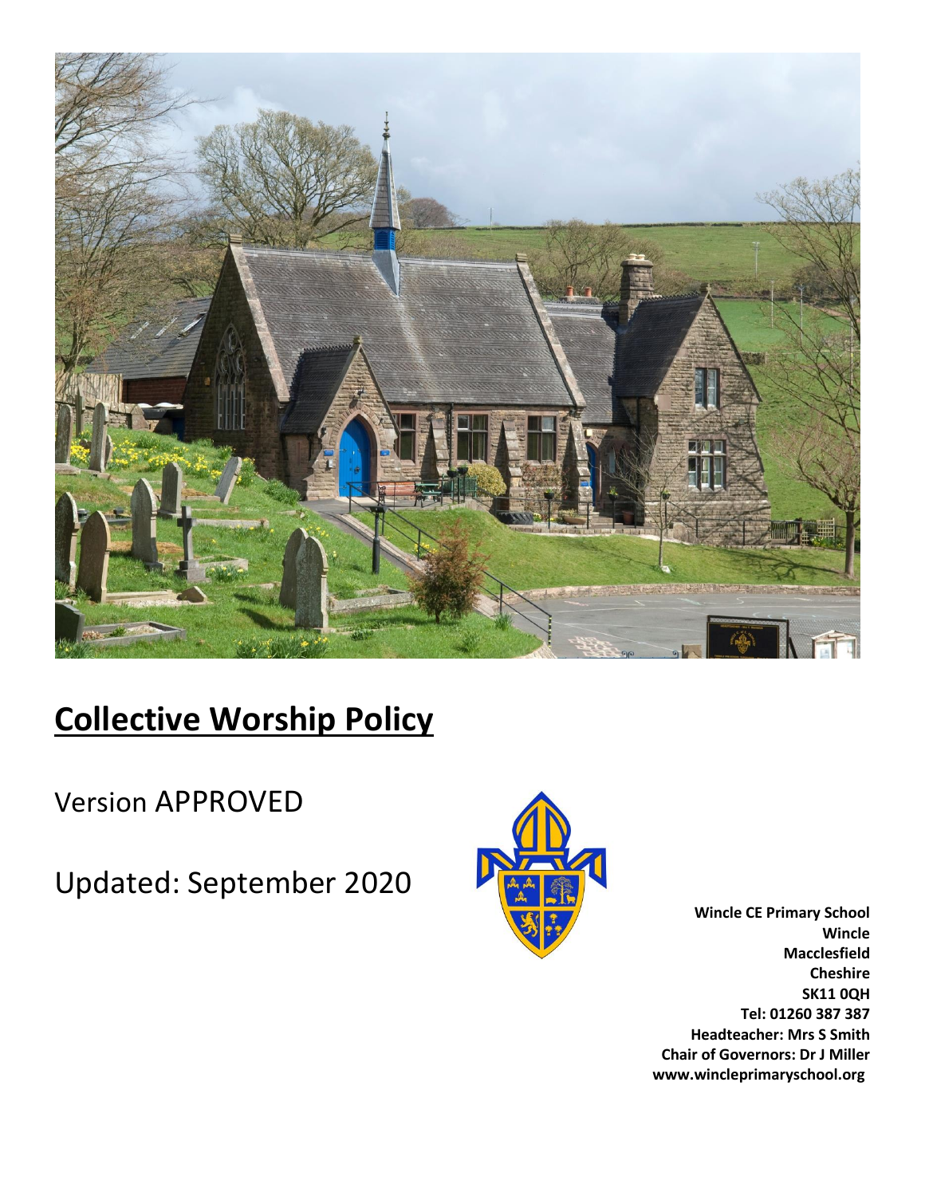# Collective Worship Policy

Version APPROVED

Updated: September 2020

**Wincle CE Primary School**
**Wincle**
**Macclesfield**
**Cheshire**
**SK11 0QH**
**Tel: 01260 387 387**
**Headteacher: Mrs S Smith**
**Chair of Governors: Dr J Miller**
**www.wincleprimaryschool.org**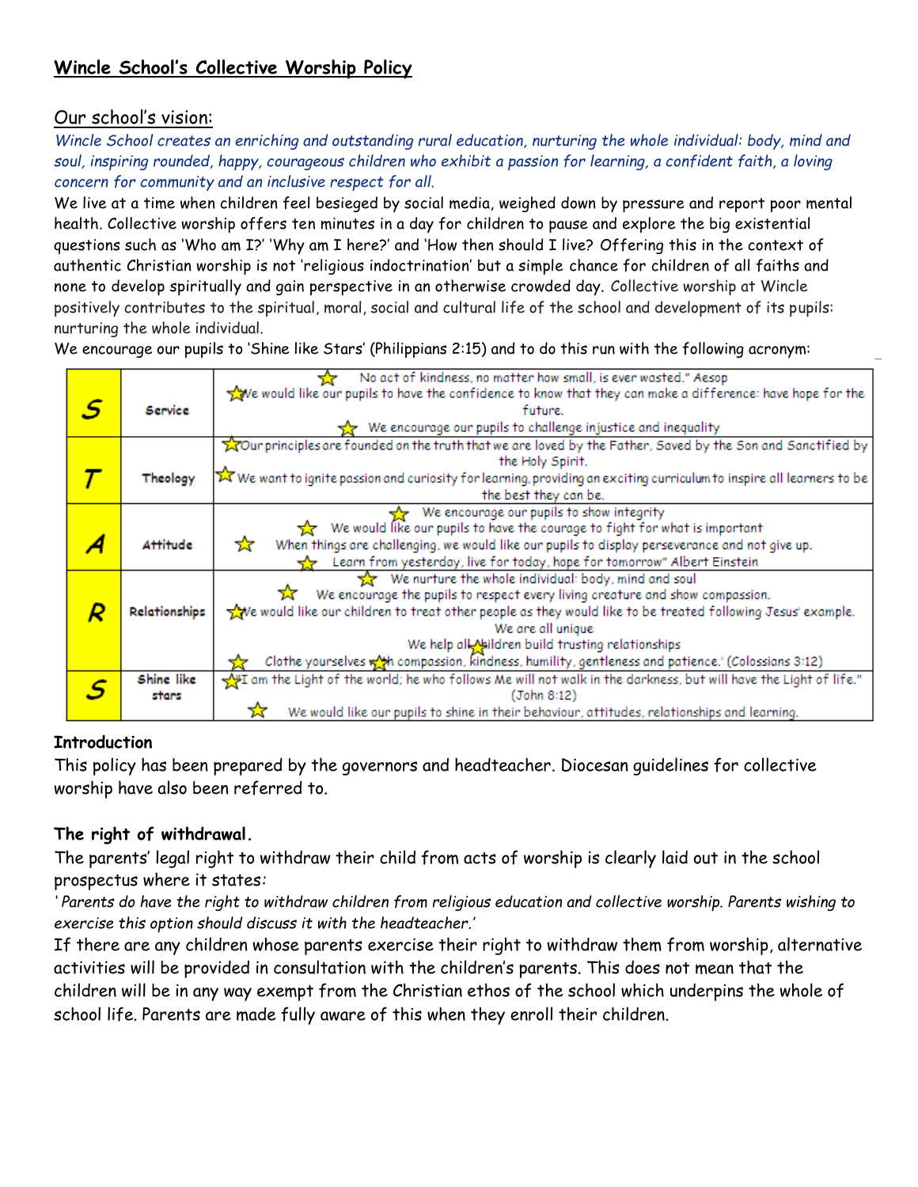## Wincle School's Collective Worship Policy

### Our school's vision:

*Wincle School creates an enriching and outstanding rural education, nurturing the whole individual: body, mind and soul, inspiring rounded, happy, courageous children who exhibit a passion for learning, a confident faith, a loving concern for community and an inclusive respect for all.*

We live at a time when children feel besieged by social media, weighed down by pressure and report poor mental health. Collective worship offers ten minutes in a day for children to pause and explore the big existential questions such as 'Who am I?' 'Why am I here?' and 'How then should I live? Offering this in the context of authentic Christian worship is not 'religious indoctrination' but a simple chance for children of all faiths and none to develop spiritually and gain perspective in an otherwise crowded day. Collective worship at Wincle positively contributes to the spiritual, moral, social and cultural life of the school and development of its pupils: nurturing the whole individual.

We encourage our pupils to 'Shine like Stars' (Philippians 2:15) and to do this run with the following acronym:

| | | |
|---|---|---|
| **S** | Service | ☆ No act of kindness, no matter how small, is ever wasted." Aesop<br>☆ We would like our pupils to have the confidence to know that they can make a difference: have hope for the future.<br>☆ We encourage our pupils to challenge injustice and inequality |
| **T** | Theology | ☆ Our principles are founded on the truth that we are loved by the Father, Saved by the Son and Sanctified by the Holy Spirit.<br>☆ We want to ignite passion and curiosity for learning, providing an exciting curriculum to inspire all learners to be the best they can be. |
| **A** | Attitude | ☆ We encourage our pupils to show integrity<br>☆ We would like our pupils to have the courage to fight for what is important<br>☆ When things are challenging, we would like our pupils to display perseverance and not give up.<br>☆ Learn from yesterday, live for today, hope for tomorrow" Albert Einstein |
| **R** | Relationships | ☆ We nurture the whole individual: body, mind and soul<br>☆ We encourage the pupils to respect every living creature and show compassion.<br>☆ We would like our children to treat other people as they would like to be treated following Jesus' example.<br>We are all unique<br>We help all children build trusting relationships<br>☆ Clothe yourselves with compassion, kindness, humility, gentleness and patience.' (Colossians 3:12) |
| **S** | Shine like stars | ☆ I am the Light of the world; he who follows Me will not walk in the darkness, but will have the Light of life." (John 8:12)<br>☆ We would like our pupils to shine in their behaviour, attitudes, relationships and learning. |

**Introduction**

This policy has been prepared by the governors and headteacher. Diocesan guidelines for collective worship have also been referred to.

**The right of withdrawal.**

The parents' legal right to withdraw their child from acts of worship is clearly laid out in the school prospectus where it states:

*'Parents do have the right to withdraw children from religious education and collective worship. Parents wishing to exercise this option should discuss it with the headteacher.'*

If there are any children whose parents exercise their right to withdraw them from worship, alternative activities will be provided in consultation with the children's parents. This does not mean that the children will be in any way exempt from the Christian ethos of the school which underpins the whole of school life. Parents are made fully aware of this when they enroll their children.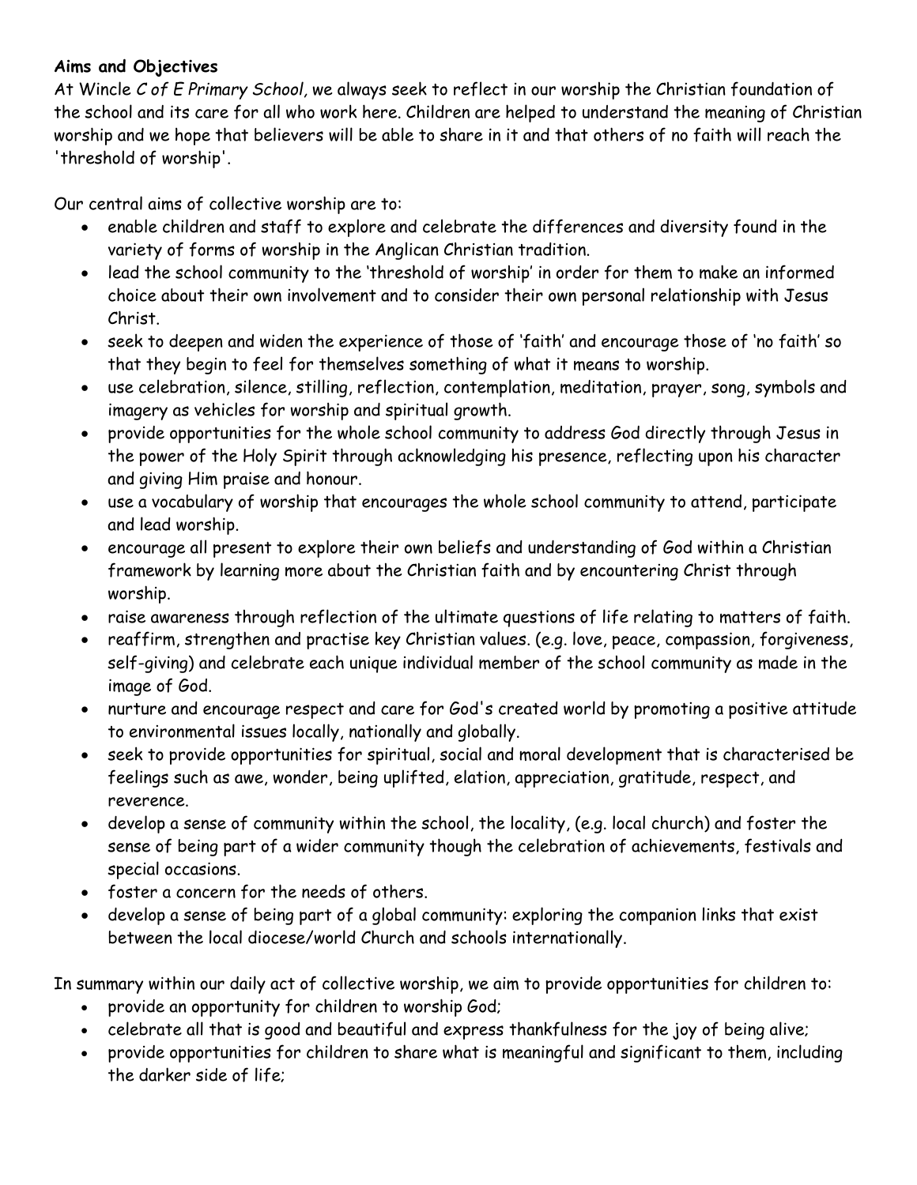**Aims and Objectives**

At Wincle *C of E Primary School*, we always seek to reflect in our worship the Christian foundation of the school and its care for all who work here. Children are helped to understand the meaning of Christian worship and we hope that believers will be able to share in it and that others of no faith will reach the 'threshold of worship'.

Our central aims of collective worship are to:

- enable children and staff to explore and celebrate the differences and diversity found in the variety of forms of worship in the Anglican Christian tradition.
- lead the school community to the 'threshold of worship' in order for them to make an informed choice about their own involvement and to consider their own personal relationship with Jesus Christ.
- seek to deepen and widen the experience of those of 'faith' and encourage those of 'no faith' so that they begin to feel for themselves something of what it means to worship.
- use celebration, silence, stilling, reflection, contemplation, meditation, prayer, song, symbols and imagery as vehicles for worship and spiritual growth.
- provide opportunities for the whole school community to address God directly through Jesus in the power of the Holy Spirit through acknowledging his presence, reflecting upon his character and giving Him praise and honour.
- use a vocabulary of worship that encourages the whole school community to attend, participate and lead worship.
- encourage all present to explore their own beliefs and understanding of God within a Christian framework by learning more about the Christian faith and by encountering Christ through worship.
- raise awareness through reflection of the ultimate questions of life relating to matters of faith.
- reaffirm, strengthen and practise key Christian values. (e.g. love, peace, compassion, forgiveness, self-giving) and celebrate each unique individual member of the school community as made in the image of God.
- nurture and encourage respect and care for God's created world by promoting a positive attitude to environmental issues locally, nationally and globally.
- seek to provide opportunities for spiritual, social and moral development that is characterised be feelings such as awe, wonder, being uplifted, elation, appreciation, gratitude, respect, and reverence.
- develop a sense of community within the school, the locality, (e.g. local church) and foster the sense of being part of a wider community though the celebration of achievements, festivals and special occasions.
- foster a concern for the needs of others.
- develop a sense of being part of a global community: exploring the companion links that exist between the local diocese/world Church and schools internationally.

In summary within our daily act of collective worship, we aim to provide opportunities for children to:

- provide an opportunity for children to worship God;
- celebrate all that is good and beautiful and express thankfulness for the joy of being alive;
- provide opportunities for children to share what is meaningful and significant to them, including the darker side of life;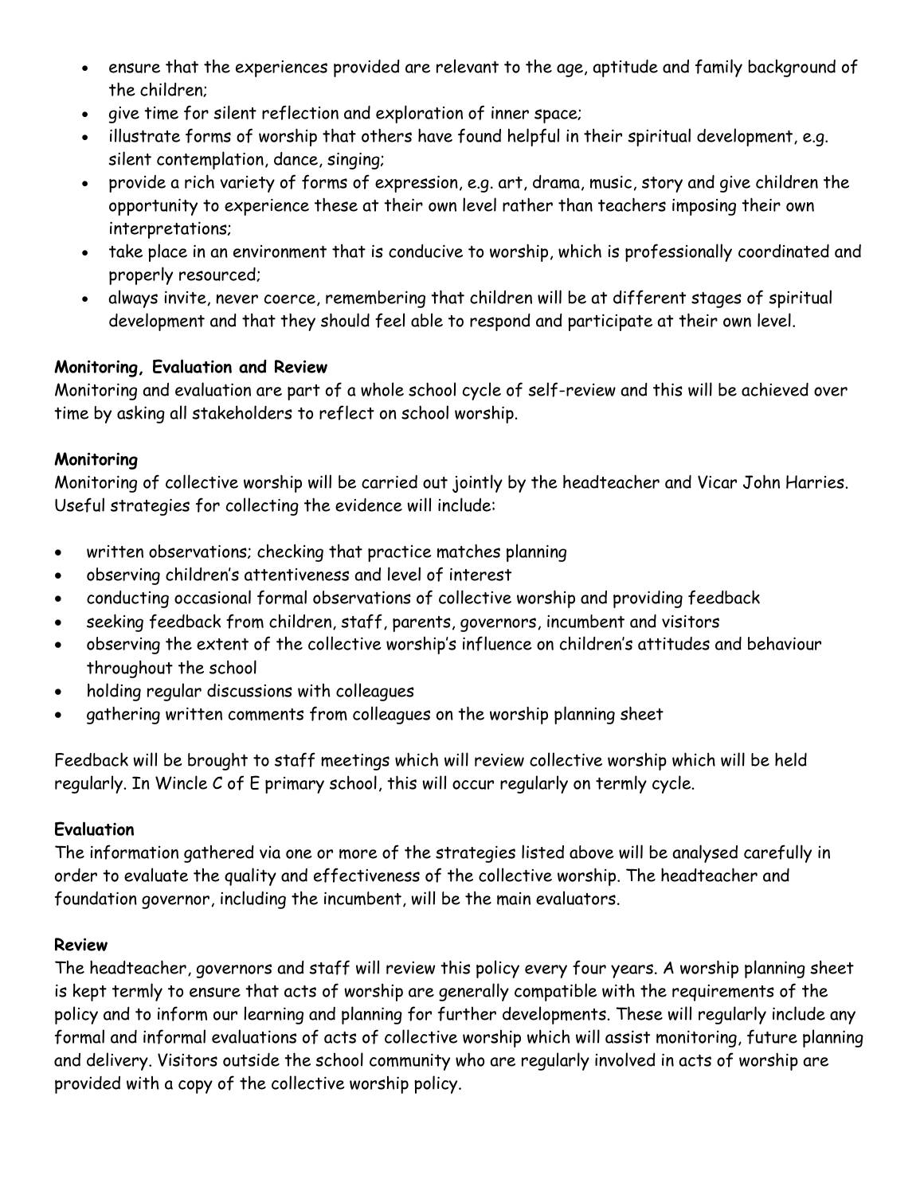- ensure that the experiences provided are relevant to the age, aptitude and family background of the children;
- give time for silent reflection and exploration of inner space;
- illustrate forms of worship that others have found helpful in their spiritual development, e.g. silent contemplation, dance, singing;
- provide a rich variety of forms of expression, e.g. art, drama, music, story and give children the opportunity to experience these at their own level rather than teachers imposing their own interpretations;
- take place in an environment that is conducive to worship, which is professionally coordinated and properly resourced;
- always invite, never coerce, remembering that children will be at different stages of spiritual development and that they should feel able to respond and participate at their own level.

**Monitoring, Evaluation and Review**

Monitoring and evaluation are part of a whole school cycle of self-review and this will be achieved over time by asking all stakeholders to reflect on school worship.

**Monitoring**

Monitoring of collective worship will be carried out jointly by the headteacher and Vicar John Harries. Useful strategies for collecting the evidence will include:

- written observations; checking that practice matches planning
- observing children's attentiveness and level of interest
- conducting occasional formal observations of collective worship and providing feedback
- seeking feedback from children, staff, parents, governors, incumbent and visitors
- observing the extent of the collective worship's influence on children's attitudes and behaviour throughout the school
- holding regular discussions with colleagues
- gathering written comments from colleagues on the worship planning sheet

Feedback will be brought to staff meetings which will review collective worship which will be held regularly. In Wincle C of E primary school, this will occur regularly on termly cycle.

**Evaluation**

The information gathered via one or more of the strategies listed above will be analysed carefully in order to evaluate the quality and effectiveness of the collective worship. The headteacher and foundation governor, including the incumbent, will be the main evaluators.

**Review**

The headteacher, governors and staff will review this policy every four years. A worship planning sheet is kept termly to ensure that acts of worship are generally compatible with the requirements of the policy and to inform our learning and planning for further developments. These will regularly include any formal and informal evaluations of acts of collective worship which will assist monitoring, future planning and delivery. Visitors outside the school community who are regularly involved in acts of worship are provided with a copy of the collective worship policy.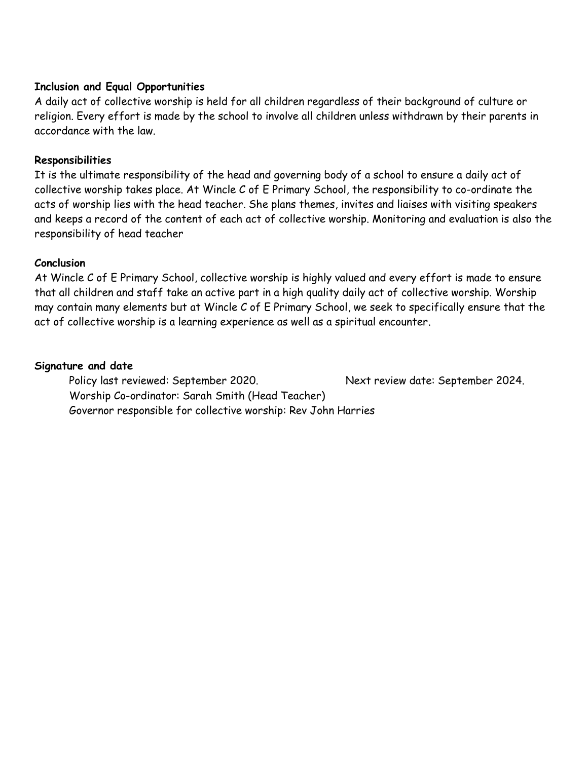**Inclusion and Equal Opportunities**

A daily act of collective worship is held for all children regardless of their background of culture or religion. Every effort is made by the school to involve all children unless withdrawn by their parents in accordance with the law.

**Responsibilities**

It is the ultimate responsibility of the head and governing body of a school to ensure a daily act of collective worship takes place. At Wincle C of E Primary School, the responsibility to co-ordinate the acts of worship lies with the head teacher. She plans themes, invites and liaises with visiting speakers and keeps a record of the content of each act of collective worship. Monitoring and evaluation is also the responsibility of head teacher

**Conclusion**

At Wincle C of E Primary School, collective worship is highly valued and every effort is made to ensure that all children and staff take an active part in a high quality daily act of collective worship. Worship may contain many elements but at Wincle C of E Primary School, we seek to specifically ensure that the act of collective worship is a learning experience as well as a spiritual encounter.

**Signature and date**

Policy last reviewed: September 2020. Next review date: September 2024.
Worship Co-ordinator: Sarah Smith (Head Teacher)
Governor responsible for collective worship: Rev John Harries